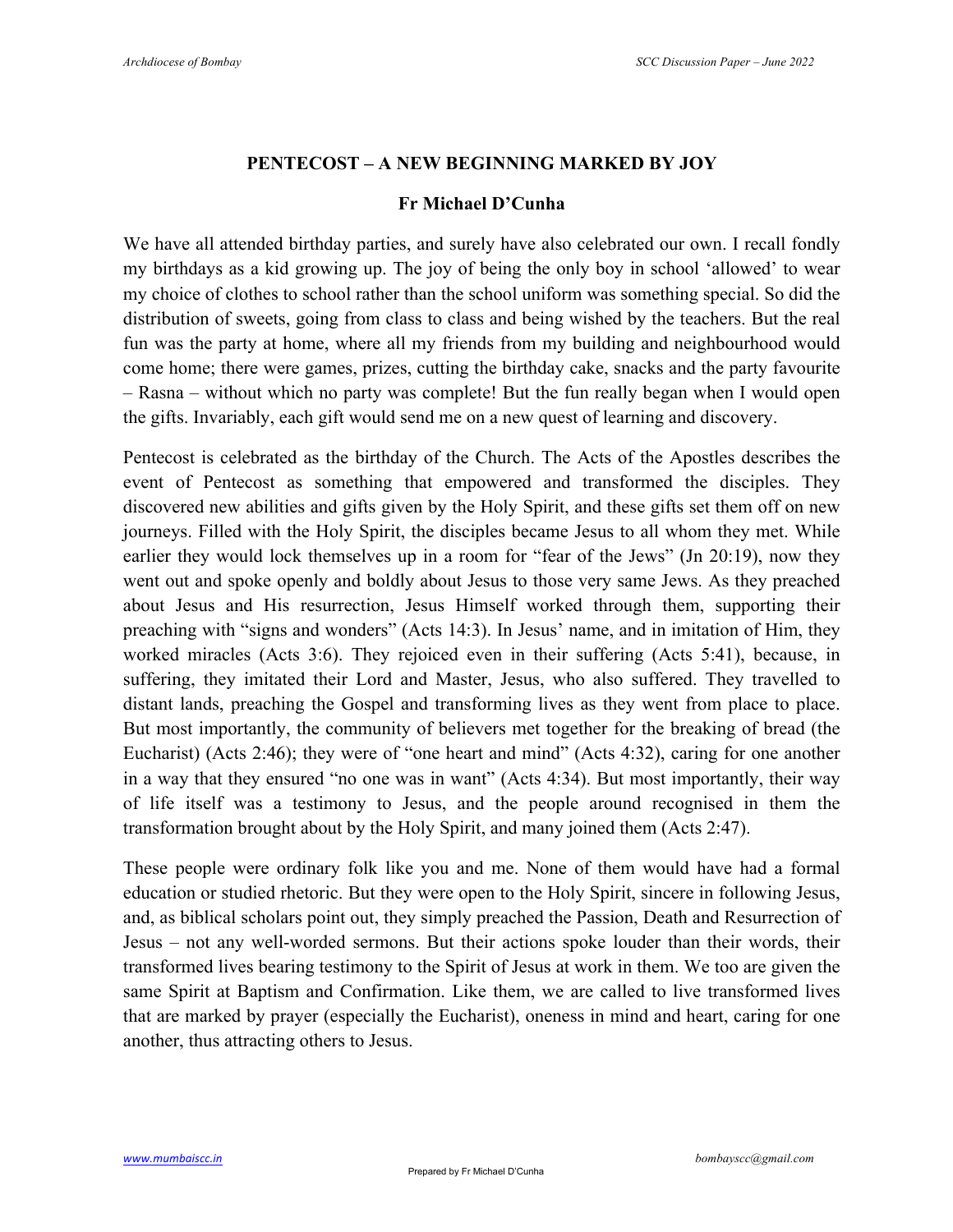# PENTECOST – A NEW BEGINNING MARKED BY JOY

**Fr Michael D'Cunha**

We have all attended birthday parties, and surely have also celebrated our own. I recall fondly my birthdays as a kid growing up. The joy of being the only boy in school 'allowed' to wear my choice of clothes to school rather than the school uniform was something special. So did the distribution of sweets, going from class to class and being wished by the teachers. But the real fun was the party at home, where all my friends from my building and neighbourhood would come home; there were games, prizes, cutting the birthday cake, snacks and the party favourite – Rasna – without which no party was complete! But the fun really began when I would open the gifts. Invariably, each gift would send me on a new quest of learning and discovery.

Pentecost is celebrated as the birthday of the Church. The Acts of the Apostles describes the event of Pentecost as something that empowered and transformed the disciples. They discovered new abilities and gifts given by the Holy Spirit, and these gifts set them off on new journeys. Filled with the Holy Spirit, the disciples became Jesus to all whom they met. While earlier they would lock themselves up in a room for "fear of the Jews" (Jn 20:19), now they went out and spoke openly and boldly about Jesus to those very same Jews. As they preached about Jesus and His resurrection, Jesus Himself worked through them, supporting their preaching with "signs and wonders" (Acts 14:3). In Jesus' name, and in imitation of Him, they worked miracles (Acts 3:6). They rejoiced even in their suffering (Acts 5:41), because, in suffering, they imitated their Lord and Master, Jesus, who also suffered. They travelled to distant lands, preaching the Gospel and transforming lives as they went from place to place. But most importantly, the community of believers met together for the breaking of bread (the Eucharist) (Acts 2:46); they were of "one heart and mind" (Acts 4:32), caring for one another in a way that they ensured "no one was in want" (Acts 4:34). But most importantly, their way of life itself was a testimony to Jesus, and the people around recognised in them the transformation brought about by the Holy Spirit, and many joined them (Acts 2:47).

These people were ordinary folk like you and me. None of them would have had a formal education or studied rhetoric. But they were open to the Holy Spirit, sincere in following Jesus, and, as biblical scholars point out, they simply preached the Passion, Death and Resurrection of Jesus – not any well-worded sermons. But their actions spoke louder than their words, their transformed lives bearing testimony to the Spirit of Jesus at work in them. We too are given the same Spirit at Baptism and Confirmation. Like them, we are called to live transformed lives that are marked by prayer (especially the Eucharist), oneness in mind and heart, caring for one another, thus attracting others to Jesus.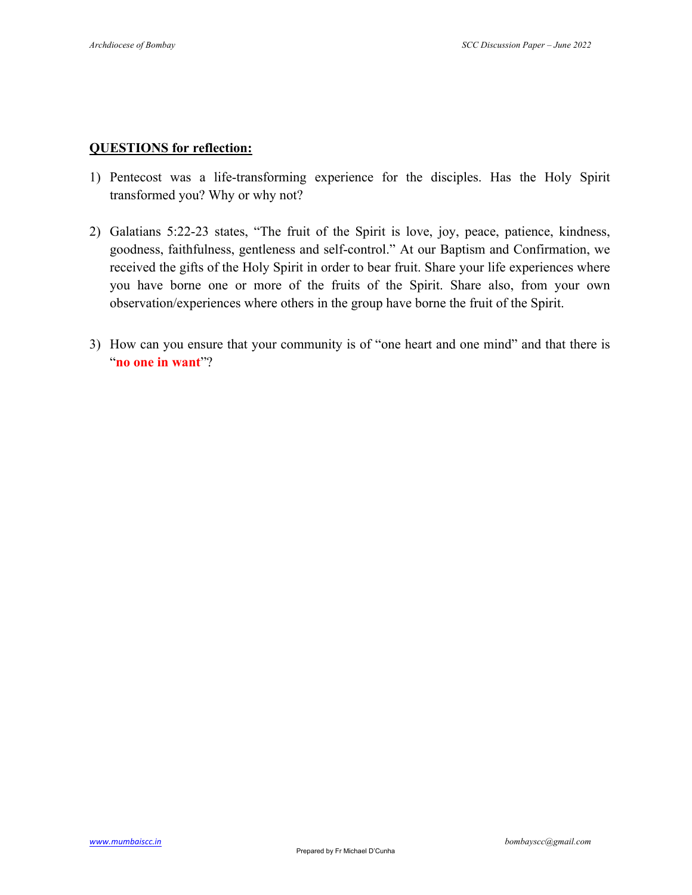**QUESTIONS for reflection:**

1) Pentecost was a life-transforming experience for the disciples. Has the Holy Spirit transformed you? Why or why not?

2) Galatians 5:22-23 states, "The fruit of the Spirit is love, joy, peace, patience, kindness, goodness, faithfulness, gentleness and self-control." At our Baptism and Confirmation, we received the gifts of the Holy Spirit in order to bear fruit. Share your life experiences where you have borne one or more of the fruits of the Spirit. Share also, from your own observation/experiences where others in the group have borne the fruit of the Spirit.

3) How can you ensure that your community is of "one heart and one mind" and that there is "**no one in want**"?

Prepared by Fr Michael D'Cunha